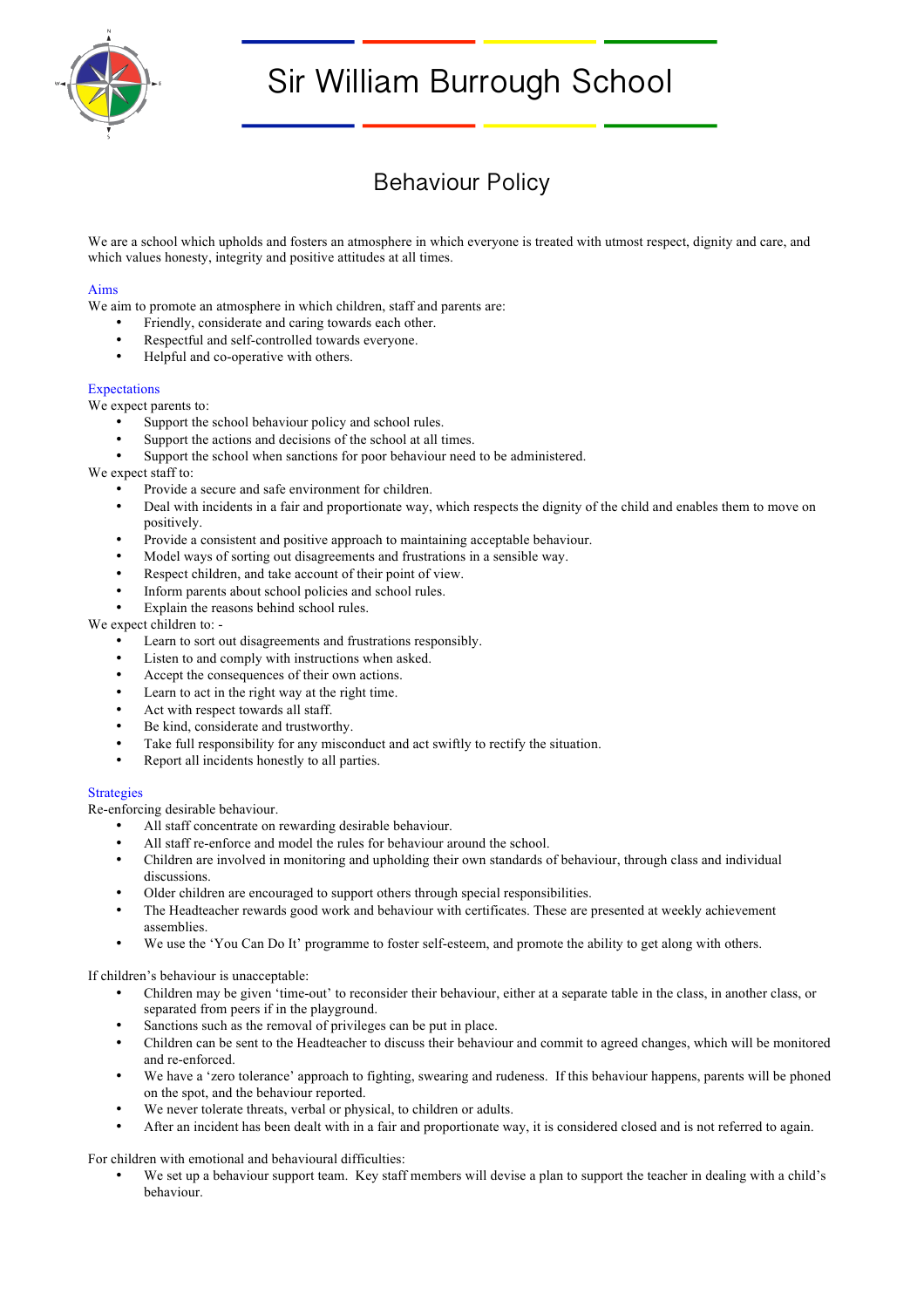# Sir William Burrough School

## Behaviour Policy

We are a school which upholds and fosters an atmosphere in which everyone is treated with utmost respect, dignity and care, and which values honesty, integrity and positive attitudes at all times.

### Aims

We aim to promote an atmosphere in which children, staff and parents are:

- Friendly, considerate and caring towards each other.
- Respectful and self-controlled towards everyone.
- Helpful and co-operative with others.

### Expectations

We expect parents to:

- Support the school behaviour policy and school rules.
- Support the actions and decisions of the school at all times.
- Support the school when sanctions for poor behaviour need to be administered.

We expect staff to:

- Provide a secure and safe environment for children.
- Deal with incidents in a fair and proportionate way, which respects the dignity of the child and enables them to move on positively.
- Provide a consistent and positive approach to maintaining acceptable behaviour.
- Model ways of sorting out disagreements and frustrations in a sensible way.
- Respect children, and take account of their point of view.
- Inform parents about school policies and school rules.
- Explain the reasons behind school rules.

We expect children to: -

- Learn to sort out disagreements and frustrations responsibly.
- Listen to and comply with instructions when asked.
- Accept the consequences of their own actions.
- Learn to act in the right way at the right time.
- Act with respect towards all staff.
- Be kind, considerate and trustworthy.
- Take full responsibility for any misconduct and act swiftly to rectify the situation.
- Report all incidents honestly to all parties.

### Strategies

Re-enforcing desirable behaviour.

- All staff concentrate on rewarding desirable behaviour.
- All staff re-enforce and model the rules for behaviour around the school.
- Children are involved in monitoring and upholding their own standards of behaviour, through class and individual discussions.
- Older children are encouraged to support others through special responsibilities.
- The Headteacher rewards good work and behaviour with certificates. These are presented at weekly achievement assemblies.
- We use the 'You Can Do It' programme to foster self-esteem, and promote the ability to get along with others.

If children's behaviour is unacceptable:

- Children may be given 'time-out' to reconsider their behaviour, either at a separate table in the class, in another class, or separated from peers if in the playground.
- Sanctions such as the removal of privileges can be put in place.
- Children can be sent to the Headteacher to discuss their behaviour and commit to agreed changes, which will be monitored and re-enforced.
- We have a 'zero tolerance' approach to fighting, swearing and rudeness. If this behaviour happens, parents will be phoned on the spot, and the behaviour reported.
- We never tolerate threats, verbal or physical, to children or adults.
- After an incident has been dealt with in a fair and proportionate way, it is considered closed and is not referred to again.

For children with emotional and behavioural difficulties:

- We set up a behaviour support team. Key staff members will devise a plan to support the teacher in dealing with a child's behaviour.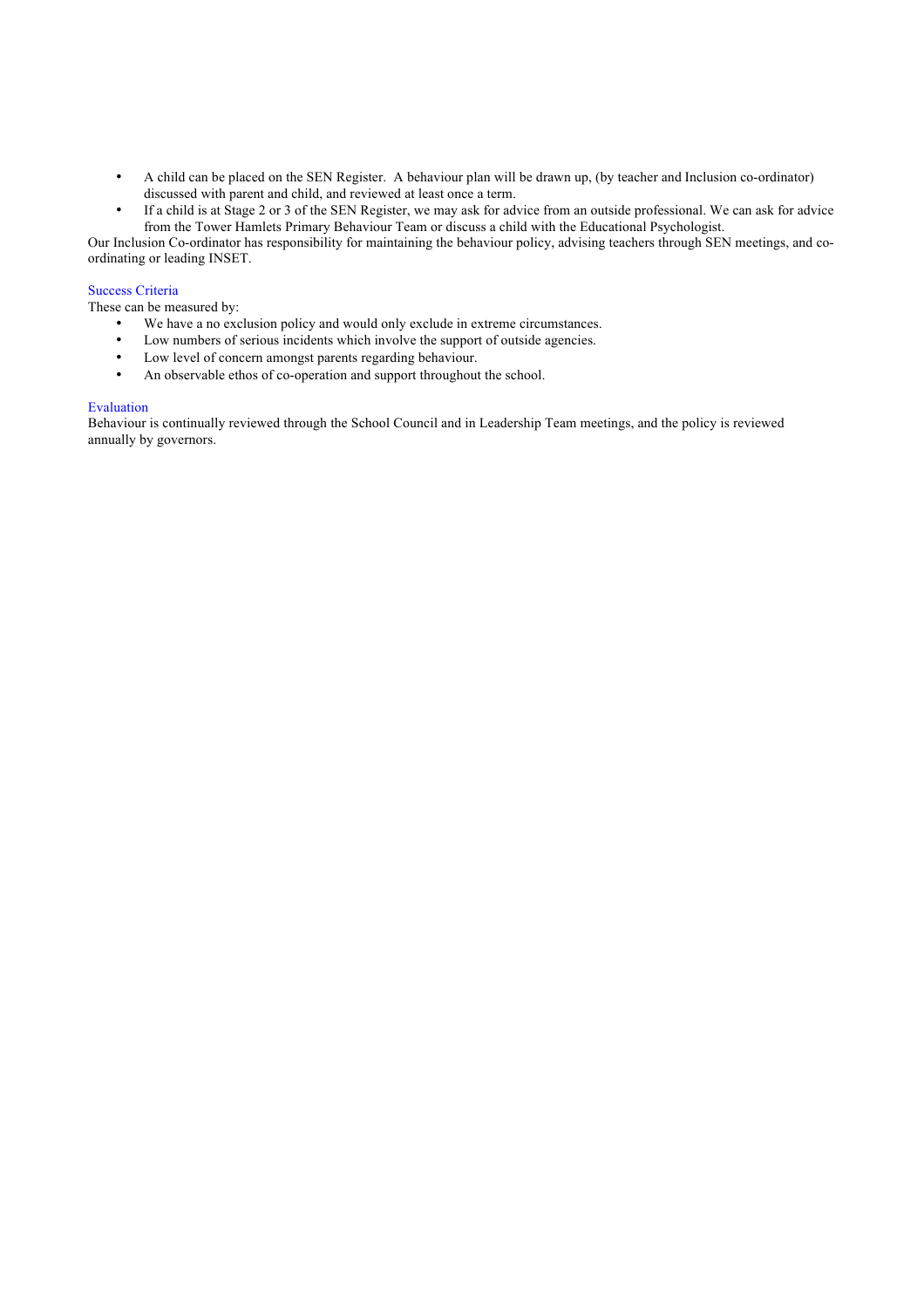- A child can be placed on the SEN Register. A behaviour plan will be drawn up, (by teacher and Inclusion co-ordinator) discussed with parent and child, and reviewed at least once a term.
- If a child is at Stage 2 or 3 of the SEN Register, we may ask for advice from an outside professional. We can ask for advice from the Tower Hamlets Primary Behaviour Team or discuss a child with the Educational Psychologist.

Our Inclusion Co-ordinator has responsibility for maintaining the behaviour policy, advising teachers through SEN meetings, and co-ordinating or leading INSET.

## Success Criteria

These can be measured by:

- We have a no exclusion policy and would only exclude in extreme circumstances.
- Low numbers of serious incidents which involve the support of outside agencies.
- Low level of concern amongst parents regarding behaviour.
- An observable ethos of co-operation and support throughout the school.

## Evaluation

Behaviour is continually reviewed through the School Council and in Leadership Team meetings, and the policy is reviewed annually by governors.